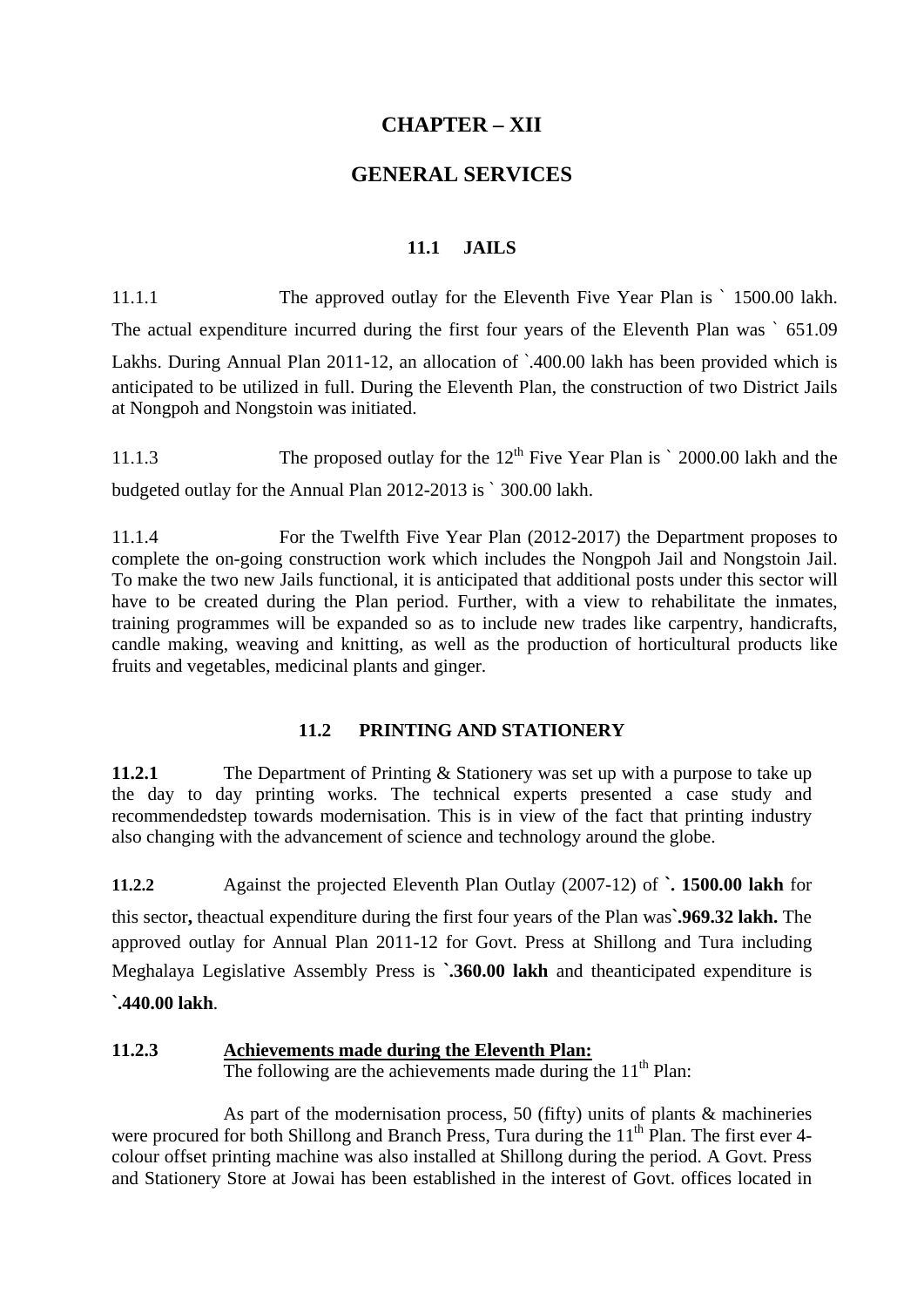# CHAPTER – XII

# GENERAL SERVICES

## 11.1 JAILS

11.1.1 The approved outlay for the Eleventh Five Year Plan is ` 1500.00 lakh. The actual expenditure incurred during the first four years of the Eleventh Plan was ` 651.09 Lakhs. During Annual Plan 2011-12, an allocation of `.400.00 lakh has been provided which is anticipated to be utilized in full. During the Eleventh Plan, the construction of two District Jails at Nongpoh and Nongstoin was initiated.

11.1.3 The proposed outlay for the 12th Five Year Plan is ` 2000.00 lakh and the budgeted outlay for the Annual Plan 2012-2013 is ` 300.00 lakh.

11.1.4 For the Twelfth Five Year Plan (2012-2017) the Department proposes to complete the on-going construction work which includes the Nongpoh Jail and Nongstoin Jail. To make the two new Jails functional, it is anticipated that additional posts under this sector will have to be created during the Plan period. Further, with a view to rehabilitate the inmates, training programmes will be expanded so as to include new trades like carpentry, handicrafts, candle making, weaving and knitting, as well as the production of horticultural products like fruits and vegetables, medicinal plants and ginger.

## 11.2 PRINTING AND STATIONERY

**11.2.1** The Department of Printing & Stationery was set up with a purpose to take up the day to day printing works. The technical experts presented a case study and recommendedstep towards modernisation. This is in view of the fact that printing industry also changing with the advancement of science and technology around the globe.

**11.2.2** Against the projected Eleventh Plan Outlay (2007-12) of **`. 1500.00 lakh** for this sector**,** theactual expenditure during the first four years of the Plan was**`.969.32 lakh.** The approved outlay for Annual Plan 2011-12 for Govt. Press at Shillong and Tura including Meghalaya Legislative Assembly Press is **`.360.00 lakh** and theanticipated expenditure is **`.440.00 lakh**.

**11.2.3** **Achievements made during the Eleventh Plan:**

The following are the achievements made during the 11th Plan:

As part of the modernisation process, 50 (fifty) units of plants & machineries were procured for both Shillong and Branch Press, Tura during the 11th Plan. The first ever 4-colour offset printing machine was also installed at Shillong during the period. A Govt. Press and Stationery Store at Jowai has been established in the interest of Govt. offices located in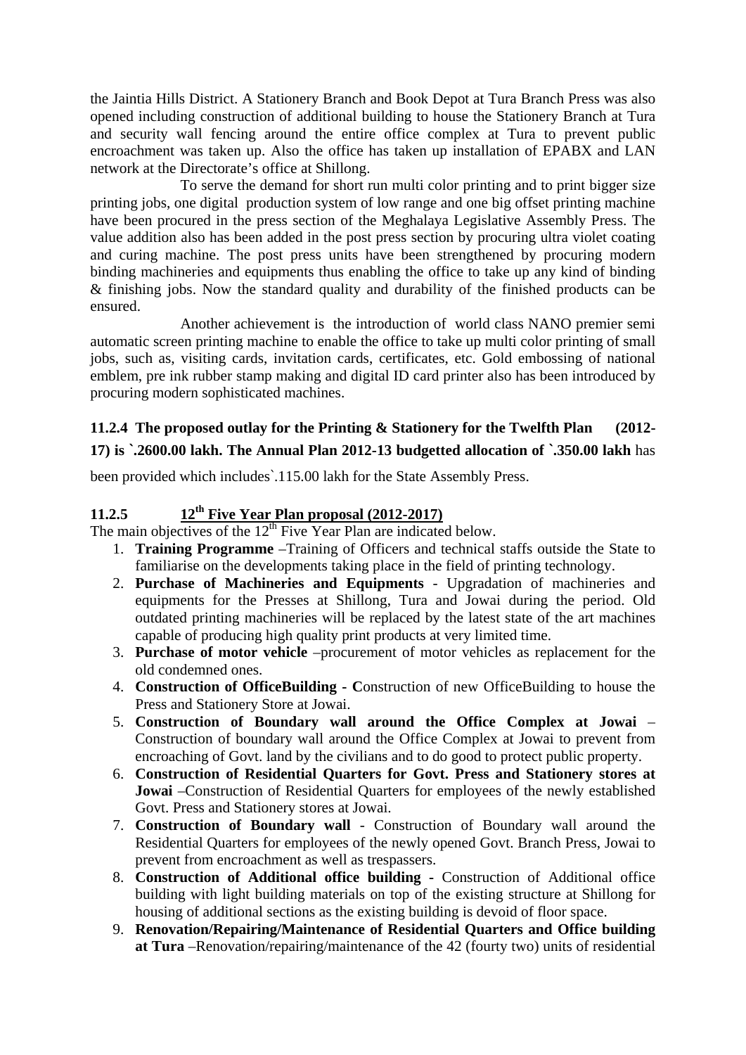the Jaintia Hills District. A Stationery Branch and Book Depot at Tura Branch Press was also opened including construction of additional building to house the Stationery Branch at Tura and security wall fencing around the entire office complex at Tura to prevent public encroachment was taken up. Also the office has taken up installation of EPABX and LAN network at the Directorate's office at Shillong.

To serve the demand for short run multi color printing and to print bigger size printing jobs, one digital production system of low range and one big offset printing machine have been procured in the press section of the Meghalaya Legislative Assembly Press. The value addition also has been added in the post press section by procuring ultra violet coating and curing machine. The post press units have been strengthened by procuring modern binding machineries and equipments thus enabling the office to take up any kind of binding & finishing jobs. Now the standard quality and durability of the finished products can be ensured.

Another achievement is the introduction of world class NANO premier semi automatic screen printing machine to enable the office to take up multi color printing of small jobs, such as, visiting cards, invitation cards, certificates, etc. Gold embossing of national emblem, pre ink rubber stamp making and digital ID card printer also has been introduced by procuring modern sophisticated machines.

**11.2.4 The proposed outlay for the Printing & Stationery for the Twelfth Plan (2012-17) is `.2600.00 lakh. The Annual Plan 2012-13 budgetted allocation of `.350.00 lakh** has been provided which includes`.115.00 lakh for the State Assembly Press.

### 11.2.5 12th Five Year Plan proposal (2012-2017)

The main objectives of the 12th Five Year Plan are indicated below.

1. **Training Programme** –Training of Officers and technical staffs outside the State to familiarise on the developments taking place in the field of printing technology.
2. **Purchase of Machineries and Equipments** - Upgradation of machineries and equipments for the Presses at Shillong, Tura and Jowai during the period. Old outdated printing machineries will be replaced by the latest state of the art machines capable of producing high quality print products at very limited time.
3. **Purchase of motor vehicle** –procurement of motor vehicles as replacement for the old condemned ones.
4. **Construction of OfficeBuilding - C**onstruction of new OfficeBuilding to house the Press and Stationery Store at Jowai.
5. **Construction of Boundary wall around the Office Complex at Jowai** – Construction of boundary wall around the Office Complex at Jowai to prevent from encroaching of Govt. land by the civilians and to do good to protect public property.
6. **Construction of Residential Quarters for Govt. Press and Stationery stores at Jowai** –Construction of Residential Quarters for employees of the newly established Govt. Press and Stationery stores at Jowai.
7. **Construction of Boundary wall** - Construction of Boundary wall around the Residential Quarters for employees of the newly opened Govt. Branch Press, Jowai to prevent from encroachment as well as trespassers.
8. **Construction of Additional office building -** Construction of Additional office building with light building materials on top of the existing structure at Shillong for housing of additional sections as the existing building is devoid of floor space.
9. **Renovation/Repairing/Maintenance of Residential Quarters and Office building at Tura** –Renovation/repairing/maintenance of the 42 (fourty two) units of residential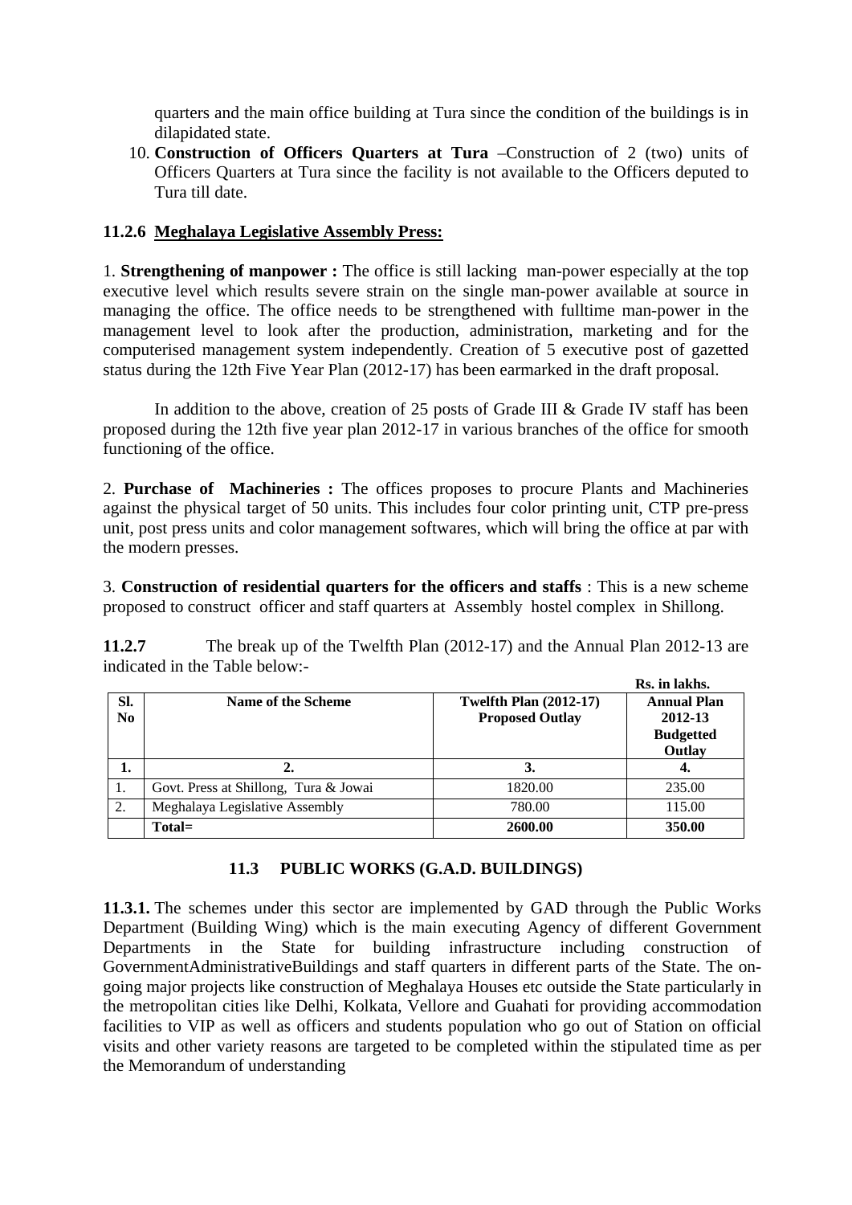quarters and the main office building at Tura since the condition of the buildings is in dilapidated state.

10. **Construction of Officers Quarters at Tura** –Construction of 2 (two) units of Officers Quarters at Tura since the facility is not available to the Officers deputed to Tura till date.

### 11.2.6 Meghalaya Legislative Assembly Press:

1. **Strengthening of manpower :** The office is still lacking man-power especially at the top executive level which results severe strain on the single man-power available at source in managing the office. The office needs to be strengthened with fulltime man-power in the management level to look after the production, administration, marketing and for the computerised management system independently. Creation of 5 executive post of gazetted status during the 12th Five Year Plan (2012-17) has been earmarked in the draft proposal.

In addition to the above, creation of 25 posts of Grade III & Grade IV staff has been proposed during the 12th five year plan 2012-17 in various branches of the office for smooth functioning of the office.

2. **Purchase of Machineries :** The offices proposes to procure Plants and Machineries against the physical target of 50 units. This includes four color printing unit, CTP pre-press unit, post press units and color management softwares, which will bring the office at par with the modern presses.

3. **Construction of residential quarters for the officers and staffs** : This is a new scheme proposed to construct officer and staff quarters at Assembly hostel complex in Shillong.

**11.2.7** The break up of the Twelfth Plan (2012-17) and the Annual Plan 2012-13 are indicated in the Table below:-

**Rs. in lakhs.**

| Sl. No | Name of the Scheme | Twelfth Plan (2012-17) Proposed Outlay | Annual Plan 2012-13 Budgetted Outlay |
|---|---|---|---|
| **1.** | **2.** | **3.** | **4.** |
| 1. | Govt. Press at Shillong, Tura & Jowai | 1820.00 | 235.00 |
| 2. | Meghalaya Legislative Assembly | 780.00 | 115.00 |
| | **Total=** | **2600.00** | **350.00** |

## 11.3 PUBLIC WORKS (G.A.D. BUILDINGS)

**11.3.1.** The schemes under this sector are implemented by GAD through the Public Works Department (Building Wing) which is the main executing Agency of different Government Departments in the State for building infrastructure including construction of GovernmentAdministrativeBuildings and staff quarters in different parts of the State. The on-going major projects like construction of Meghalaya Houses etc outside the State particularly in the metropolitan cities like Delhi, Kolkata, Vellore and Guahati for providing accommodation facilities to VIP as well as officers and students population who go out of Station on official visits and other variety reasons are targeted to be completed within the stipulated time as per the Memorandum of understanding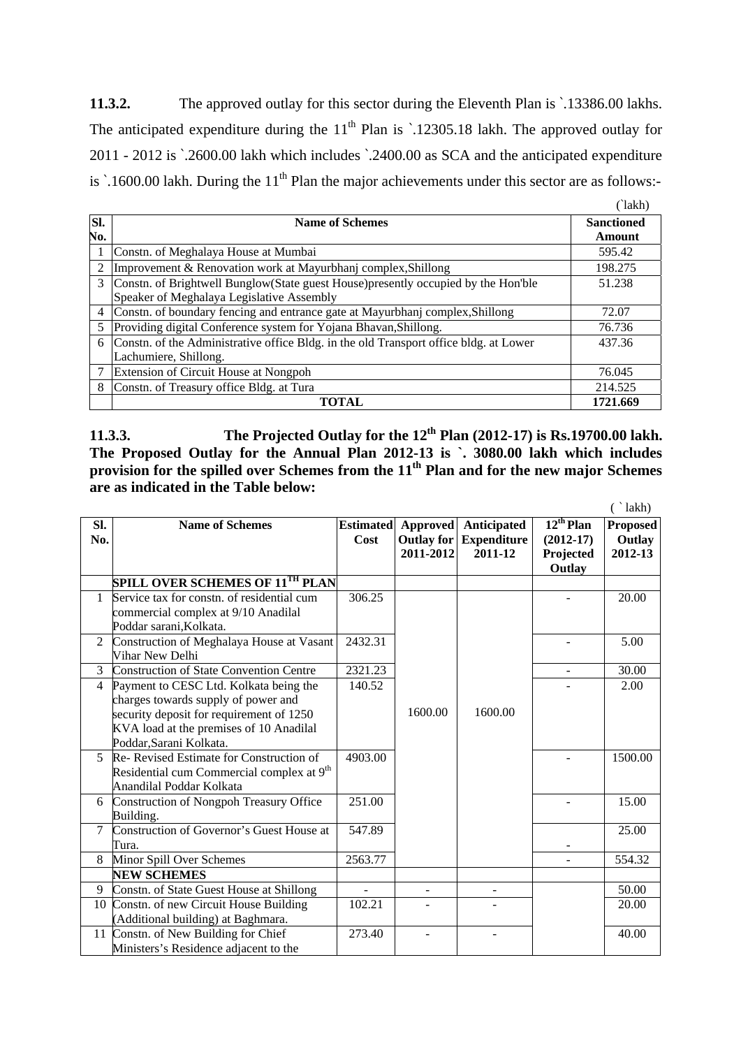**11.3.2.** The approved outlay for this sector during the Eleventh Plan is `.13386.00 lakhs. The anticipated expenditure during the 11th Plan is `.12305.18 lakh. The approved outlay for 2011 - 2012 is `.2600.00 lakh which includes `.2400.00 as SCA and the anticipated expenditure is `.1600.00 lakh. During the 11th Plan the major achievements under this sector are as follows:-

(`lakh)

| Sl. No. | Name of Schemes | Sanctioned Amount |
|---|---|---|
| 1 | Constn. of Meghalaya House at Mumbai | 595.42 |
| 2 | Improvement & Renovation work at Mayurbhanj complex,Shillong | 198.275 |
| 3 | Constn. of Brightwell Bunglow(State guest House)presently occupied by the Hon'ble Speaker of Meghalaya Legislative Assembly | 51.238 |
| 4 | Constn. of boundary fencing and entrance gate at Mayurbhanj complex,Shillong | 72.07 |
| 5 | Providing digital Conference system for Yojana Bhavan,Shillong. | 76.736 |
| 6 | Constn. of the Administrative office Bldg. in the old Transport office bldg. at Lower Lachumiere, Shillong. | 437.36 |
| 7 | Extension of Circuit House at Nongpoh | 76.045 |
| 8 | Constn. of Treasury office Bldg. at Tura | 214.525 |
| | **TOTAL** | **1721.669** |

**11.3.3. The Projected Outlay for the 12th Plan (2012-17) is Rs.19700.00 lakh. The Proposed Outlay for the Annual Plan 2012-13 is `. 3080.00 lakh which includes provision for the spilled over Schemes from the 11th Plan and for the new major Schemes are as indicated in the Table below:**

( ` lakh)

| Sl. No. | Name of Schemes | Estimated Cost | Approved Outlay for 2011-2012 | Anticipated Expenditure 2011-12 | 12th Plan (2012-17) Projected Outlay | Proposed Outlay 2012-13 |
|---|---|---|---|---|---|---|
| | **SPILL OVER SCHEMES OF 11TH PLAN** | | | | | |
| 1 | Service tax for constn. of residential cum commercial complex at 9/10 Anadilal Poddar sarani,Kolkata. | 306.25 | 1600.00 | 1600.00 | - | 20.00 |
| 2 | Construction of Meghalaya House at Vasant Vihar New Delhi | 2432.31 | | | - | 5.00 |
| 3 | Construction of State Convention Centre | 2321.23 | | | - | 30.00 |
| 4 | Payment to CESC Ltd. Kolkata being the charges towards supply of power and security deposit for requirement of 1250 KVA load at the premises of 10 Anadilal Poddar,Sarani Kolkata. | 140.52 | | | - | 2.00 |
| 5 | Re- Revised Estimate for Construction of Residential cum Commercial complex at 9th Anandilal Poddar Kolkata | 4903.00 | | | - | 1500.00 |
| 6 | Construction of Nongpoh Treasury Office Building. | 251.00 | | | - | 15.00 |
| 7 | Construction of Governor's Guest House at Tura. | 547.89 | | | - | 25.00 |
| 8 | Minor Spill Over Schemes | 2563.77 | | | - | 554.32 |
| | **NEW SCHEMES** | | | | | |
| 9 | Constn. of State Guest House at Shillong | - | - | - | | 50.00 |
| 10 | Constn. of new Circuit House Building (Additional building) at Baghmara. | 102.21 | - | - | | 20.00 |
| 11 | Constn. of New Building for Chief Ministers's Residence adjacent to the | 273.40 | - | - | | 40.00 |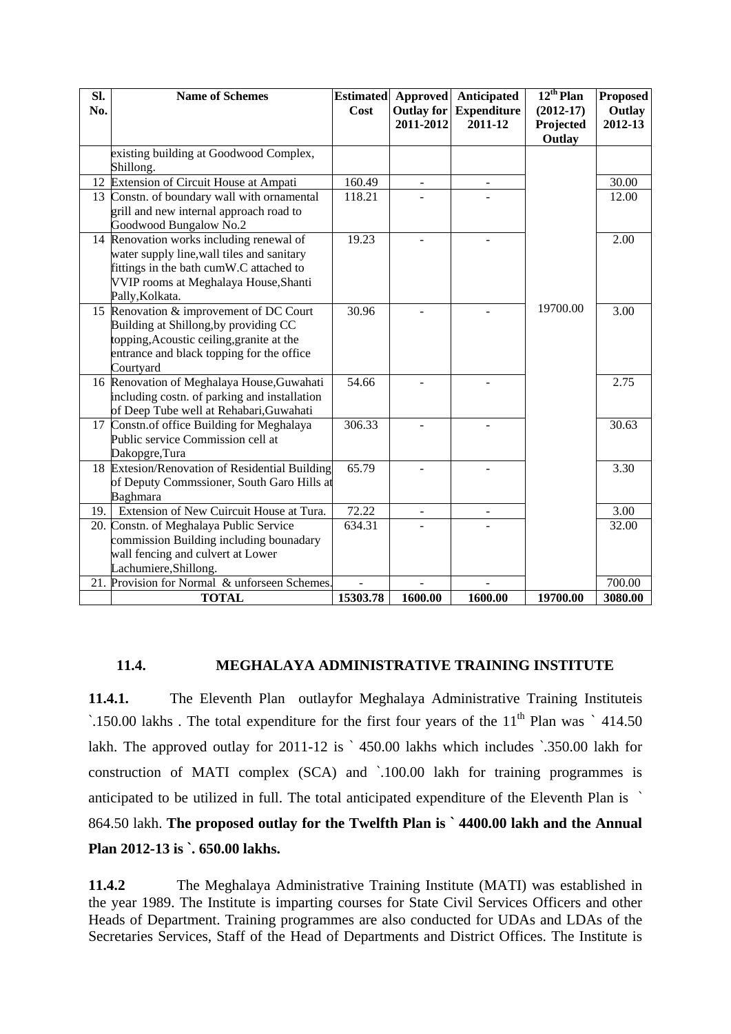| Sl. No. | Name of Schemes | Estimated Cost | Approved Outlay for 2011-2012 | Anticipated Expenditure 2011-12 | 12th Plan (2012-17) Projected Outlay | Proposed Outlay 2012-13 |
|---|---|---|---|---|---|---|
| | existing building at Goodwood Complex, Shillong. | | | | | |
| 12 | Extension of Circuit House at Ampati | 160.49 | - | - | | 30.00 |
| 13 | Constn. of boundary wall with ornamental grill and new internal approach road to Goodwood Bungalow No.2 | 118.21 | - | - | | 12.00 |
| 14 | Renovation works including renewal of water supply line,wall tiles and sanitary fittings in the bath cumW.C attached to VVIP rooms at Meghalaya House,Shanti Pally,Kolkata. | 19.23 | - | - | | 2.00 |
| 15 | Renovation & improvement of DC Court Building at Shillong,by providing CC topping,Acoustic ceiling,granite at the entrance and black topping for the office Courtyard | 30.96 | - | - | 19700.00 | 3.00 |
| 16 | Renovation of Meghalaya House,Guwahati including costn. of parking and installation of Deep Tube well at Rehabari,Guwahati | 54.66 | - | - | | 2.75 |
| 17 | Constn.of office Building for Meghalaya Public service Commission cell at Dakopgre,Tura | 306.33 | - | - | | 30.63 |
| 18 | Extesion/Renovation of Residential Building of Deputy Commssioner, South Garo Hills at Baghmara | 65.79 | - | - | | 3.30 |
| 19. | Extension of New Cuircuit House at Tura. | 72.22 | - | - | | 3.00 |
| 20. | Constn. of Meghalaya Public Service commission Building including bounadary wall fencing and culvert at Lower Lachumiere,Shillong. | 634.31 | - | - | | 32.00 |
| 21. | Provision for Normal & unforseen Schemes. | - | - | - | | 700.00 |
| | **TOTAL** | **15303.78** | **1600.00** | **1600.00** | **19700.00** | **3080.00** |

## 11.4. MEGHALAYA ADMINISTRATIVE TRAINING INSTITUTE

**11.4.1.** The Eleventh Plan outlayfor Meghalaya Administrative Training Instituteis `.150.00 lakhs . The total expenditure for the first four years of the 11th Plan was ` 414.50 lakh. The approved outlay for 2011-12 is ` 450.00 lakhs which includes `.350.00 lakh for construction of MATI complex (SCA) and `.100.00 lakh for training programmes is anticipated to be utilized in full. The total anticipated expenditure of the Eleventh Plan is ` 864.50 lakh. **The proposed outlay for the Twelfth Plan is ` 4400.00 lakh and the Annual Plan 2012-13 is `. 650.00 lakhs.**

**11.4.2** The Meghalaya Administrative Training Institute (MATI) was established in the year 1989. The Institute is imparting courses for State Civil Services Officers and other Heads of Department. Training programmes are also conducted for UDAs and LDAs of the Secretaries Services, Staff of the Head of Departments and District Offices. The Institute is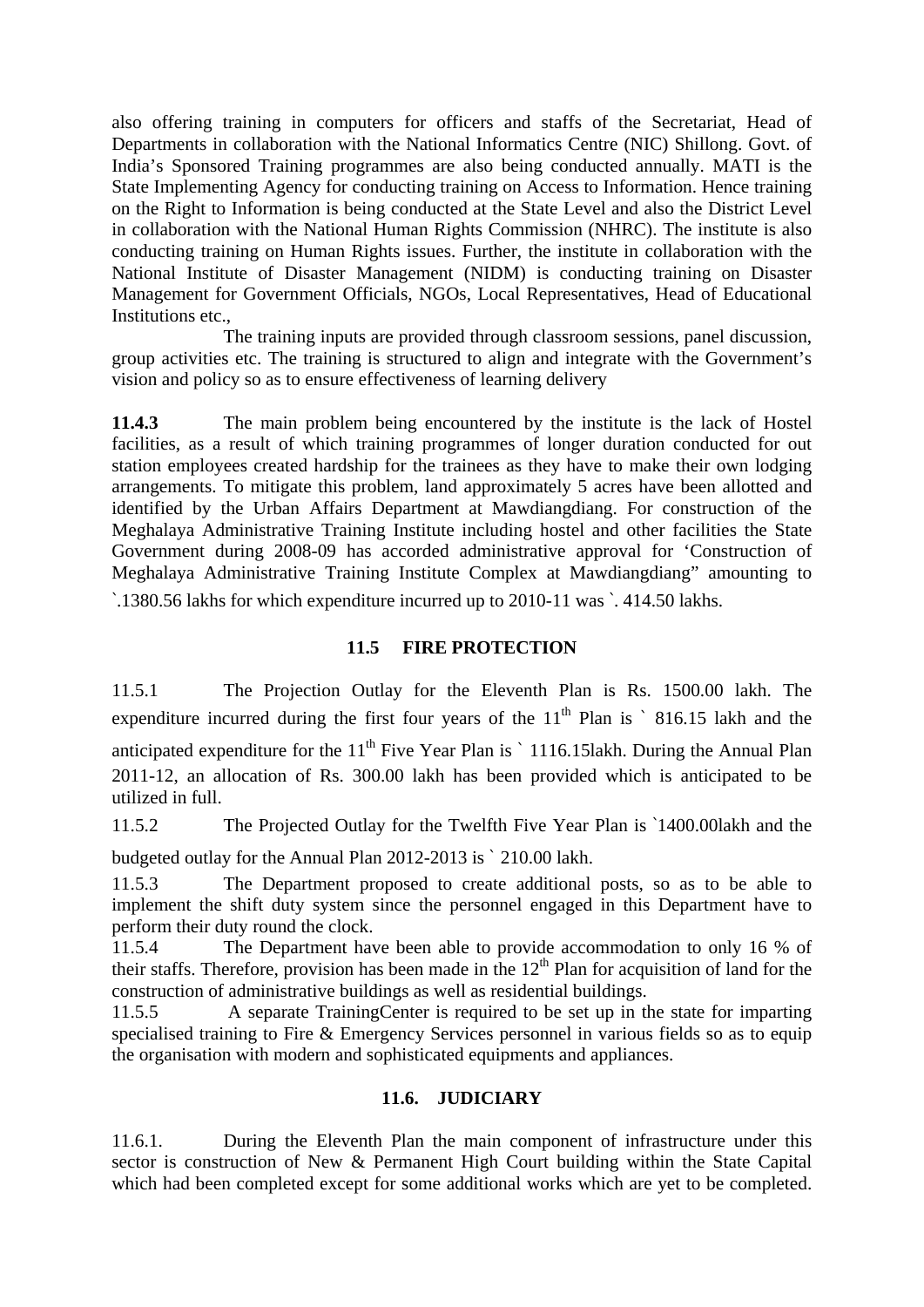also offering training in computers for officers and staffs of the Secretariat, Head of Departments in collaboration with the National Informatics Centre (NIC) Shillong. Govt. of India's Sponsored Training programmes are also being conducted annually. MATI is the State Implementing Agency for conducting training on Access to Information. Hence training on the Right to Information is being conducted at the State Level and also the District Level in collaboration with the National Human Rights Commission (NHRC). The institute is also conducting training on Human Rights issues. Further, the institute in collaboration with the National Institute of Disaster Management (NIDM) is conducting training on Disaster Management for Government Officials, NGOs, Local Representatives, Head of Educational Institutions etc.,

The training inputs are provided through classroom sessions, panel discussion, group activities etc. The training is structured to align and integrate with the Government's vision and policy so as to ensure effectiveness of learning delivery

**11.4.3** The main problem being encountered by the institute is the lack of Hostel facilities, as a result of which training programmes of longer duration conducted for out station employees created hardship for the trainees as they have to make their own lodging arrangements. To mitigate this problem, land approximately 5 acres have been allotted and identified by the Urban Affairs Department at Mawdiangdiang. For construction of the Meghalaya Administrative Training Institute including hostel and other facilities the State Government during 2008-09 has accorded administrative approval for 'Construction of Meghalaya Administrative Training Institute Complex at Mawdiangdiang" amounting to `.1380.56 lakhs for which expenditure incurred up to 2010-11 was `. 414.50 lakhs.

## 11.5 FIRE PROTECTION

11.5.1 The Projection Outlay for the Eleventh Plan is Rs. 1500.00 lakh. The expenditure incurred during the first four years of the 11th Plan is ` 816.15 lakh and the anticipated expenditure for the 11th Five Year Plan is ` 1116.15lakh. During the Annual Plan 2011-12, an allocation of Rs. 300.00 lakh has been provided which is anticipated to be utilized in full.

11.5.2 The Projected Outlay for the Twelfth Five Year Plan is `1400.00lakh and the budgeted outlay for the Annual Plan 2012-2013 is ` 210.00 lakh.

11.5.3 The Department proposed to create additional posts, so as to be able to implement the shift duty system since the personnel engaged in this Department have to perform their duty round the clock.

11.5.4 The Department have been able to provide accommodation to only 16 % of their staffs. Therefore, provision has been made in the 12th Plan for acquisition of land for the construction of administrative buildings as well as residential buildings.

11.5.5 A separate TrainingCenter is required to be set up in the state for imparting specialised training to Fire & Emergency Services personnel in various fields so as to equip the organisation with modern and sophisticated equipments and appliances.

## 11.6. JUDICIARY

11.6.1. During the Eleventh Plan the main component of infrastructure under this sector is construction of New & Permanent High Court building within the State Capital which had been completed except for some additional works which are yet to be completed.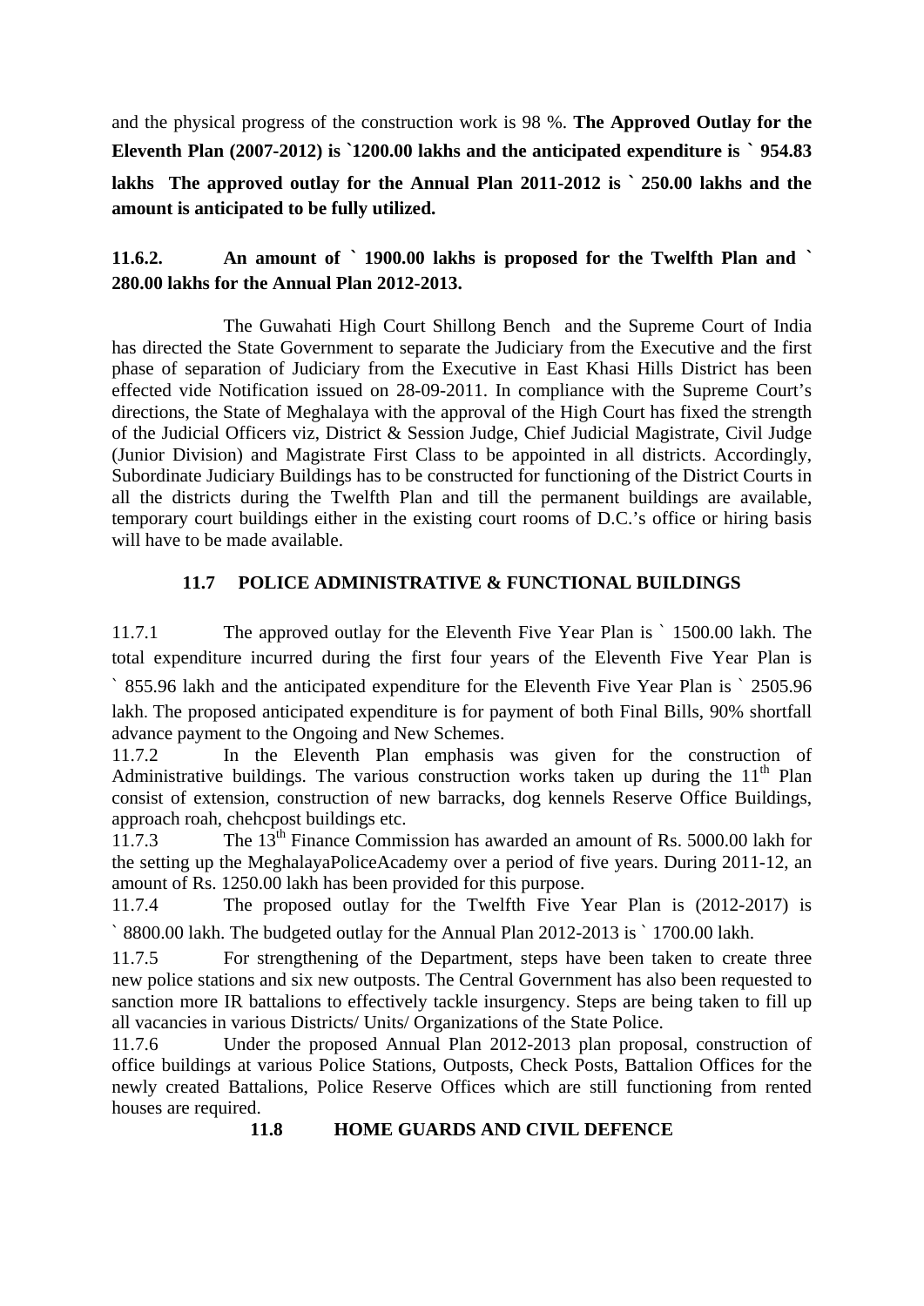and the physical progress of the construction work is 98 %. **The Approved Outlay for the Eleventh Plan (2007-2012) is `1200.00 lakhs and the anticipated expenditure is ` 954.83 lakhs The approved outlay for the Annual Plan 2011-2012 is ` 250.00 lakhs and the amount is anticipated to be fully utilized.**

**11.6.2. An amount of ` 1900.00 lakhs is proposed for the Twelfth Plan and ` 280.00 lakhs for the Annual Plan 2012-2013.**

The Guwahati High Court Shillong Bench and the Supreme Court of India has directed the State Government to separate the Judiciary from the Executive and the first phase of separation of Judiciary from the Executive in East Khasi Hills District has been effected vide Notification issued on 28-09-2011. In compliance with the Supreme Court's directions, the State of Meghalaya with the approval of the High Court has fixed the strength of the Judicial Officers viz, District & Session Judge, Chief Judicial Magistrate, Civil Judge (Junior Division) and Magistrate First Class to be appointed in all districts. Accordingly, Subordinate Judiciary Buildings has to be constructed for functioning of the District Courts in all the districts during the Twelfth Plan and till the permanent buildings are available, temporary court buildings either in the existing court rooms of D.C.'s office or hiring basis will have to be made available.

## 11.7 POLICE ADMINISTRATIVE & FUNCTIONAL BUILDINGS

11.7.1 The approved outlay for the Eleventh Five Year Plan is ` 1500.00 lakh. The total expenditure incurred during the first four years of the Eleventh Five Year Plan is ` 855.96 lakh and the anticipated expenditure for the Eleventh Five Year Plan is ` 2505.96 lakh. The proposed anticipated expenditure is for payment of both Final Bills, 90% shortfall advance payment to the Ongoing and New Schemes.

11.7.2 In the Eleventh Plan emphasis was given for the construction of Administrative buildings. The various construction works taken up during the 11th Plan consist of extension, construction of new barracks, dog kennels Reserve Office Buildings, approach roah, chehcpost buildings etc.

11.7.3 The 13th Finance Commission has awarded an amount of Rs. 5000.00 lakh for the setting up the MeghalayaPoliceAcademy over a period of five years. During 2011-12, an amount of Rs. 1250.00 lakh has been provided for this purpose.

11.7.4 The proposed outlay for the Twelfth Five Year Plan is (2012-2017) is ` 8800.00 lakh. The budgeted outlay for the Annual Plan 2012-2013 is ` 1700.00 lakh.

11.7.5 For strengthening of the Department, steps have been taken to create three new police stations and six new outposts. The Central Government has also been requested to sanction more IR battalions to effectively tackle insurgency. Steps are being taken to fill up all vacancies in various Districts/ Units/ Organizations of the State Police.

11.7.6 Under the proposed Annual Plan 2012-2013 plan proposal, construction of office buildings at various Police Stations, Outposts, Check Posts, Battalion Offices for the newly created Battalions, Police Reserve Offices which are still functioning from rented houses are required.

## 11.8 HOME GUARDS AND CIVIL DEFENCE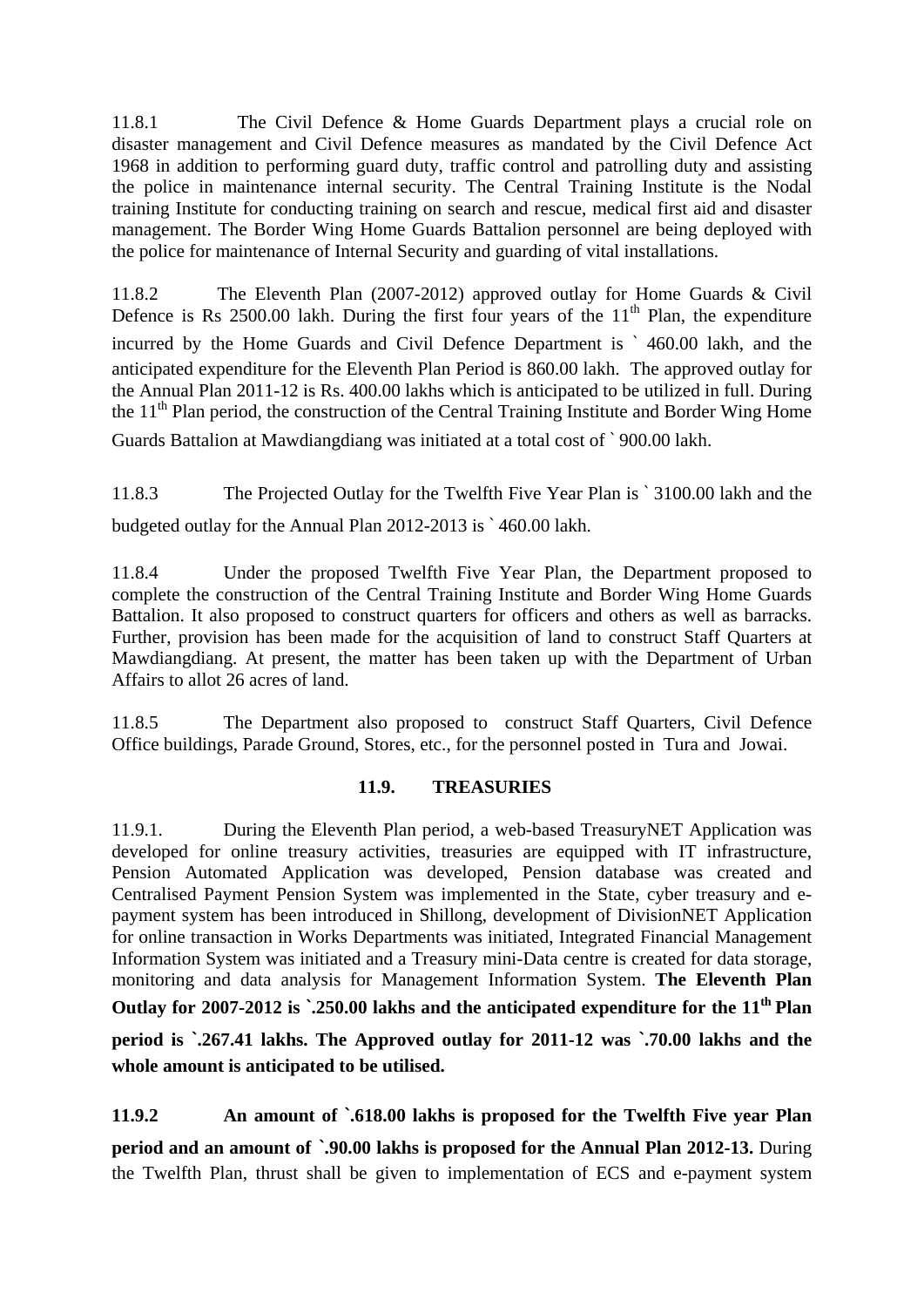11.8.1 The Civil Defence & Home Guards Department plays a crucial role on disaster management and Civil Defence measures as mandated by the Civil Defence Act 1968 in addition to performing guard duty, traffic control and patrolling duty and assisting the police in maintenance internal security. The Central Training Institute is the Nodal training Institute for conducting training on search and rescue, medical first aid and disaster management. The Border Wing Home Guards Battalion personnel are being deployed with the police for maintenance of Internal Security and guarding of vital installations.

11.8.2 The Eleventh Plan (2007-2012) approved outlay for Home Guards & Civil Defence is Rs 2500.00 lakh. During the first four years of the 11th Plan, the expenditure incurred by the Home Guards and Civil Defence Department is ` 460.00 lakh, and the anticipated expenditure for the Eleventh Plan Period is 860.00 lakh. The approved outlay for the Annual Plan 2011-12 is Rs. 400.00 lakhs which is anticipated to be utilized in full. During the 11th Plan period, the construction of the Central Training Institute and Border Wing Home Guards Battalion at Mawdiangdiang was initiated at a total cost of ` 900.00 lakh.

11.8.3 The Projected Outlay for the Twelfth Five Year Plan is ` 3100.00 lakh and the budgeted outlay for the Annual Plan 2012-2013 is ` 460.00 lakh.

11.8.4 Under the proposed Twelfth Five Year Plan, the Department proposed to complete the construction of the Central Training Institute and Border Wing Home Guards Battalion. It also proposed to construct quarters for officers and others as well as barracks. Further, provision has been made for the acquisition of land to construct Staff Quarters at Mawdiangdiang. At present, the matter has been taken up with the Department of Urban Affairs to allot 26 acres of land.

11.8.5 The Department also proposed to construct Staff Quarters, Civil Defence Office buildings, Parade Ground, Stores, etc., for the personnel posted in Tura and Jowai.

### 11.9. TREASURIES

11.9.1. During the Eleventh Plan period, a web-based TreasuryNET Application was developed for online treasury activities, treasuries are equipped with IT infrastructure, Pension Automated Application was developed, Pension database was created and Centralised Payment Pension System was implemented in the State, cyber treasury and e-payment system has been introduced in Shillong, development of DivisionNET Application for online transaction in Works Departments was initiated, Integrated Financial Management Information System was initiated and a Treasury mini-Data centre is created for data storage, monitoring and data analysis for Management Information System. **The Eleventh Plan Outlay for 2007-2012 is `.250.00 lakhs and the anticipated expenditure for the 11th Plan period is `.267.41 lakhs. The Approved outlay for 2011-12 was `.70.00 lakhs and the whole amount is anticipated to be utilised.**

**11.9.2 An amount of `.618.00 lakhs is proposed for the Twelfth Five year Plan period and an amount of `.90.00 lakhs is proposed for the Annual Plan 2012-13.** During the Twelfth Plan, thrust shall be given to implementation of ECS and e-payment system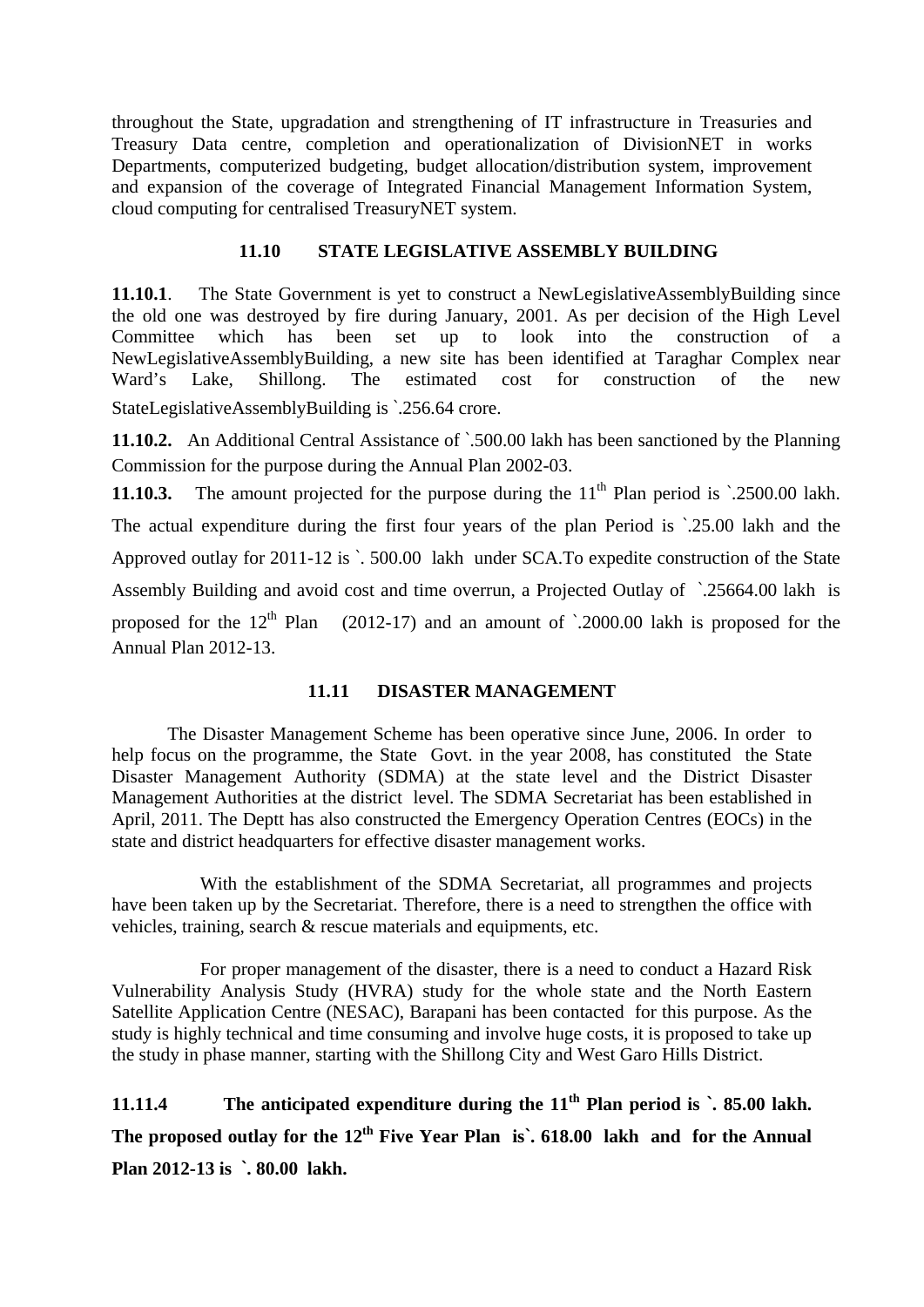throughout the State, upgradation and strengthening of IT infrastructure in Treasuries and Treasury Data centre, completion and operationalization of DivisionNET in works Departments, computerized budgeting, budget allocation/distribution system, improvement and expansion of the coverage of Integrated Financial Management Information System, cloud computing for centralised TreasuryNET system.

## 11.10 STATE LEGISLATIVE ASSEMBLY BUILDING

**11.10.1**. The State Government is yet to construct a NewLegislativeAssemblyBuilding since the old one was destroyed by fire during January, 2001. As per decision of the High Level Committee which has been set up to look into the construction of a NewLegislativeAssemblyBuilding, a new site has been identified at Taraghar Complex near Ward's Lake, Shillong. The estimated cost for construction of the new StateLegislativeAssemblyBuilding is `.256.64 crore.

**11.10.2.** An Additional Central Assistance of `.500.00 lakh has been sanctioned by the Planning Commission for the purpose during the Annual Plan 2002-03.

**11.10.3.** The amount projected for the purpose during the 11th Plan period is `.2500.00 lakh. The actual expenditure during the first four years of the plan Period is `.25.00 lakh and the Approved outlay for 2011-12 is `. 500.00 lakh under SCA.To expedite construction of the State Assembly Building and avoid cost and time overrun, a Projected Outlay of `.25664.00 lakh is proposed for the 12th Plan (2012-17) and an amount of `.2000.00 lakh is proposed for the Annual Plan 2012-13.

## 11.11 DISASTER MANAGEMENT

The Disaster Management Scheme has been operative since June, 2006. In order to help focus on the programme, the State Govt. in the year 2008, has constituted the State Disaster Management Authority (SDMA) at the state level and the District Disaster Management Authorities at the district level. The SDMA Secretariat has been established in April, 2011. The Deptt has also constructed the Emergency Operation Centres (EOCs) in the state and district headquarters for effective disaster management works.

With the establishment of the SDMA Secretariat, all programmes and projects have been taken up by the Secretariat. Therefore, there is a need to strengthen the office with vehicles, training, search & rescue materials and equipments, etc.

For proper management of the disaster, there is a need to conduct a Hazard Risk Vulnerability Analysis Study (HVRA) study for the whole state and the North Eastern Satellite Application Centre (NESAC), Barapani has been contacted for this purpose. As the study is highly technical and time consuming and involve huge costs, it is proposed to take up the study in phase manner, starting with the Shillong City and West Garo Hills District.

**11.11.4 The anticipated expenditure during the 11th Plan period is `. 85.00 lakh. The proposed outlay for the 12th Five Year Plan is`. 618.00 lakh and for the Annual Plan 2012-13 is `. 80.00 lakh.**